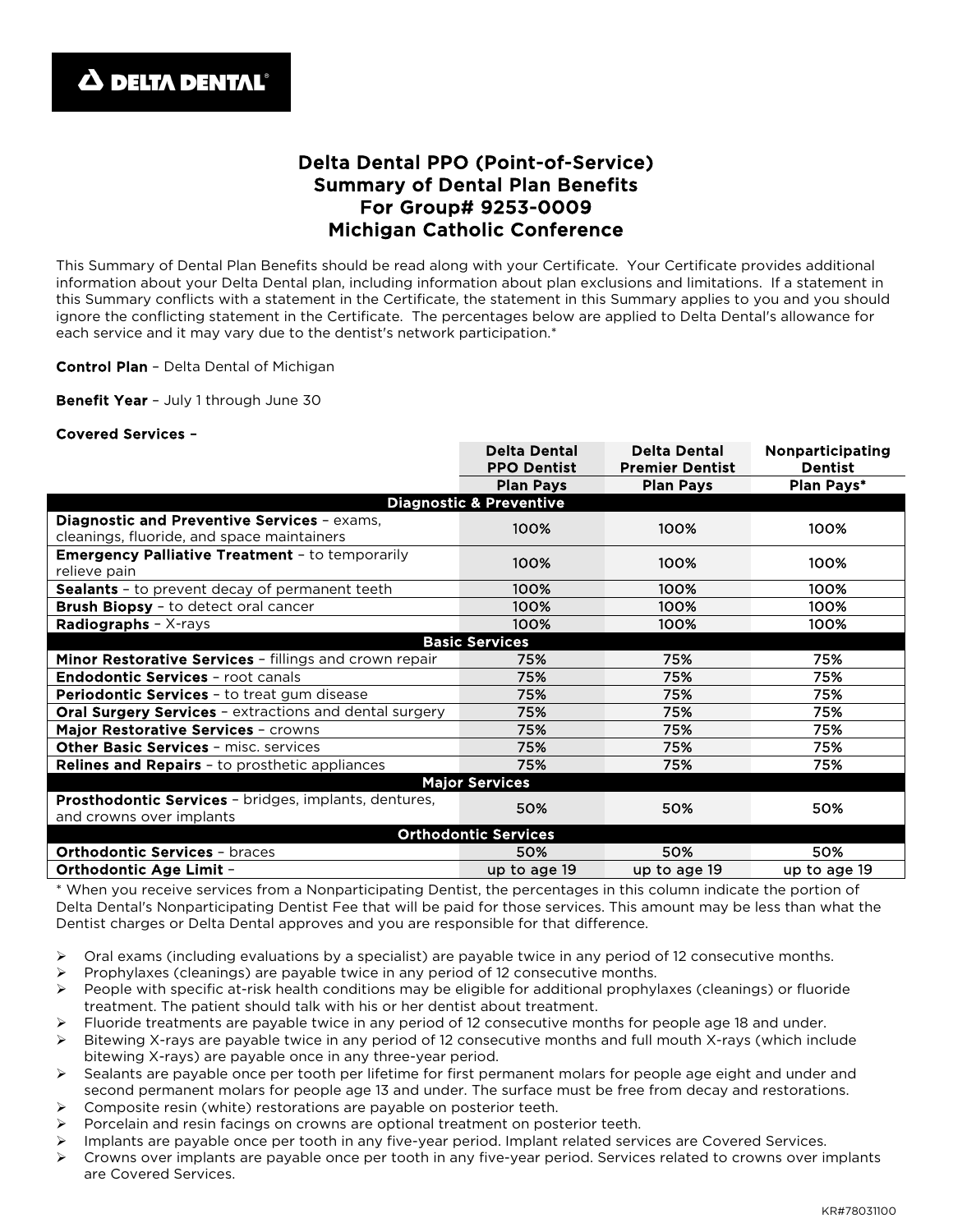**DELTA DENTAL**

# Delta Dental PPO (Point-of-Service)
# Summary of Dental Plan Benefits
# For Group# 9253-0009
# Michigan Catholic Conference

This Summary of Dental Plan Benefits should be read along with your Certificate. Your Certificate provides additional information about your Delta Dental plan, including information about plan exclusions and limitations. If a statement in this Summary conflicts with a statement in the Certificate, the statement in this Summary applies to you and you should ignore the conflicting statement in the Certificate. The percentages below are applied to Delta Dental's allowance for each service and it may vary due to the dentist's network participation.*

**Control Plan** – Delta Dental of Michigan

**Benefit Year** – July 1 through June 30

**Covered Services** –

| | Delta Dental PPO Dentist | Delta Dental Premier Dentist | Nonparticipating Dentist |
|---|---|---|---|
| | **Plan Pays** | **Plan Pays** | **Plan Pays*** |
| **Diagnostic & Preventive** | | | |
| **Diagnostic and Preventive Services** – exams, cleanings, fluoride, and space maintainers | 100% | 100% | 100% |
| **Emergency Palliative Treatment** – to temporarily relieve pain | 100% | 100% | 100% |
| **Sealants** – to prevent decay of permanent teeth | 100% | 100% | 100% |
| **Brush Biopsy** – to detect oral cancer | 100% | 100% | 100% |
| **Radiographs** – X-rays | 100% | 100% | 100% |
| **Basic Services** | | | |
| **Minor Restorative Services** – fillings and crown repair | 75% | 75% | 75% |
| **Endodontic Services** – root canals | 75% | 75% | 75% |
| **Periodontic Services** – to treat gum disease | 75% | 75% | 75% |
| **Oral Surgery Services** – extractions and dental surgery | 75% | 75% | 75% |
| **Major Restorative Services** – crowns | 75% | 75% | 75% |
| **Other Basic Services** – misc. services | 75% | 75% | 75% |
| **Relines and Repairs** – to prosthetic appliances | 75% | 75% | 75% |
| **Major Services** | | | |
| **Prosthodontic Services** – bridges, implants, dentures, and crowns over implants | 50% | 50% | 50% |
| **Orthodontic Services** | | | |
| **Orthodontic Services** – braces | 50% | 50% | 50% |
| **Orthodontic Age Limit** – | up to age 19 | up to age 19 | up to age 19 |

* When you receive services from a Nonparticipating Dentist, the percentages in this column indicate the portion of Delta Dental's Nonparticipating Dentist Fee that will be paid for those services. This amount may be less than what the Dentist charges or Delta Dental approves and you are responsible for that difference.

- Oral exams (including evaluations by a specialist) are payable twice in any period of 12 consecutive months.
- Prophylaxes (cleanings) are payable twice in any period of 12 consecutive months.
- People with specific at-risk health conditions may be eligible for additional prophylaxes (cleanings) or fluoride treatment. The patient should talk with his or her dentist about treatment.
- Fluoride treatments are payable twice in any period of 12 consecutive months for people age 18 and under.
- Bitewing X-rays are payable twice in any period of 12 consecutive months and full mouth X-rays (which include bitewing X-rays) are payable once in any three-year period.
- Sealants are payable once per tooth per lifetime for first permanent molars for people age eight and under and second permanent molars for people age 13 and under. The surface must be free from decay and restorations.
- Composite resin (white) restorations are payable on posterior teeth.
- Porcelain and resin facings on crowns are optional treatment on posterior teeth.
- Implants are payable once per tooth in any five-year period. Implant related services are Covered Services.
- Crowns over implants are payable once per tooth in any five-year period. Services related to crowns over implants are Covered Services.

KR#78031100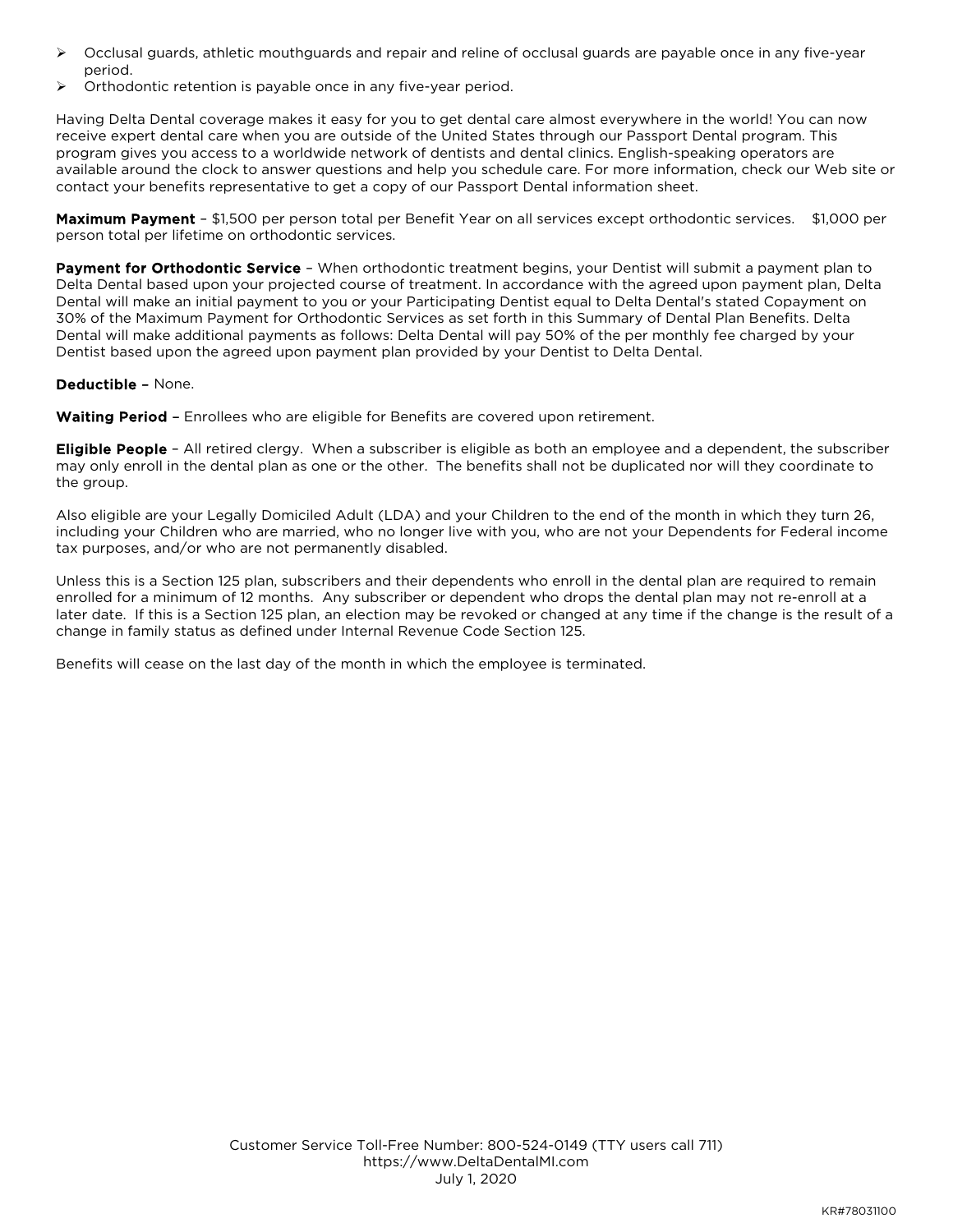- Occlusal guards, athletic mouthguards and repair and reline of occlusal guards are payable once in any five-year period.
- Orthodontic retention is payable once in any five-year period.

Having Delta Dental coverage makes it easy for you to get dental care almost everywhere in the world! You can now receive expert dental care when you are outside of the United States through our Passport Dental program. This program gives you access to a worldwide network of dentists and dental clinics. English-speaking operators are available around the clock to answer questions and help you schedule care. For more information, check our Web site or contact your benefits representative to get a copy of our Passport Dental information sheet.

**Maximum Payment** – $1,500 per person total per Benefit Year on all services except orthodontic services. $1,000 per person total per lifetime on orthodontic services.

**Payment for Orthodontic Service** – When orthodontic treatment begins, your Dentist will submit a payment plan to Delta Dental based upon your projected course of treatment. In accordance with the agreed upon payment plan, Delta Dental will make an initial payment to you or your Participating Dentist equal to Delta Dental's stated Copayment on 30% of the Maximum Payment for Orthodontic Services as set forth in this Summary of Dental Plan Benefits. Delta Dental will make additional payments as follows: Delta Dental will pay 50% of the per monthly fee charged by your Dentist based upon the agreed upon payment plan provided by your Dentist to Delta Dental.

**Deductible –** None.

**Waiting Period –** Enrollees who are eligible for Benefits are covered upon retirement.

**Eligible People** – All retired clergy. When a subscriber is eligible as both an employee and a dependent, the subscriber may only enroll in the dental plan as one or the other. The benefits shall not be duplicated nor will they coordinate to the group.

Also eligible are your Legally Domiciled Adult (LDA) and your Children to the end of the month in which they turn 26, including your Children who are married, who no longer live with you, who are not your Dependents for Federal income tax purposes, and/or who are not permanently disabled.

Unless this is a Section 125 plan, subscribers and their dependents who enroll in the dental plan are required to remain enrolled for a minimum of 12 months. Any subscriber or dependent who drops the dental plan may not re-enroll at a later date. If this is a Section 125 plan, an election may be revoked or changed at any time if the change is the result of a change in family status as defined under Internal Revenue Code Section 125.

Benefits will cease on the last day of the month in which the employee is terminated.

Customer Service Toll-Free Number: 800-524-0149 (TTY users call 711)
https://www.DeltaDentalMI.com
July 1, 2020

KR#78031100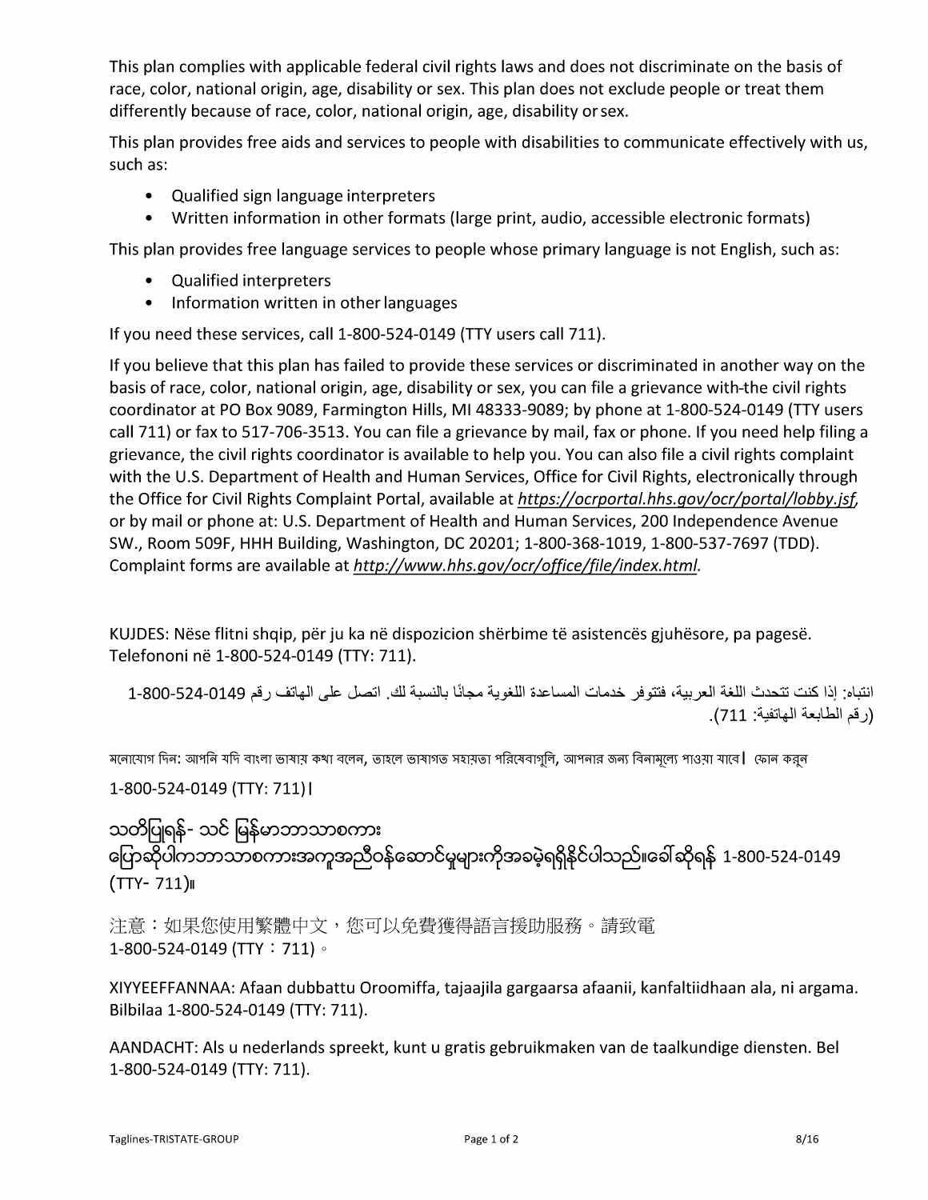This plan complies with applicable federal civil rights laws and does not discriminate on the basis of race, color, national origin, age, disability or sex. This plan does not exclude people or treat them differently because of race, color, national origin, age, disability or sex.

This plan provides free aids and services to people with disabilities to communicate effectively with us, such as:

- Qualified sign language interpreters
- Written information in other formats (large print, audio, accessible electronic formats)

This plan provides free language services to people whose primary language is not English, such as:

- Qualified interpreters
- Information written in other languages

If you need these services, call 1-800-524-0149 (TTY users call 711).

If you believe that this plan has failed to provide these services or discriminated in another way on the basis of race, color, national origin, age, disability or sex, you can file a grievance with the civil rights coordinator at PO Box 9089, Farmington Hills, MI 48333-9089; by phone at 1-800-524-0149 (TTY users call 711) or fax to 517-706-3513. You can file a grievance by mail, fax or phone. If you need help filing a grievance, the civil rights coordinator is available to help you. You can also file a civil rights complaint with the U.S. Department of Health and Human Services, Office for Civil Rights, electronically through the Office for Civil Rights Complaint Portal, available at *https://ocrportal.hhs.gov/ocr/portal/lobby.jsf*, or by mail or phone at: U.S. Department of Health and Human Services, 200 Independence Avenue SW., Room 509F, HHH Building, Washington, DC 20201; 1-800-368-1019, 1-800-537-7697 (TDD). Complaint forms are available at *http://www.hhs.gov/ocr/office/file/index.html.*

KUJDES: Nëse flitni shqip, për ju ka në dispozicion shërbime të asistencës gjuhësore, pa pagesë. Telefononi në 1-800-524-0149 (TTY: 711).

انتباه: إذا كنت تتحدث اللغة العربية، فتتوفر خدمات المساعدة اللغوية مجانًا بالنسبة لك. اتصل على الهاتف رقم 1-800-524-0149 (رقم الطابعة الهاتفية: 711).

মনোযোগ দিন: আপনি যদি বাংলা ভাষায় কথা বলেন, তাহলে ভাষাগত সহায়তা পরিষেবাগুলি, আপনার জন্য বিনামূল্যে পাওয়া যাবে। ফোন করুন 1-800-524-0149 (TTY: 711)।

သတိပြုရန်- သင် မြန်မာဘာသာစကား ပြောဆိုပါကဘာသာစကားအကူအညီဝန်ဆောင်မှုများကိုအခမဲ့ရရှိနိုင်ပါသည်။ခေါ်ဆိုရန် 1-800-524-0149 (TTY- 711)။

注意：如果您使用繁體中文，您可以免費獲得語言援助服務。請致電 1-800-524-0149 (TTY：711)。

XIYYEEFFANNAA: Afaan dubbattu Oroomiffa, tajaajila gargaarsa afaanii, kanfaltiidhaan ala, ni argama. Bilbilaa 1-800-524-0149 (TTY: 711).

AANDACHT: Als u nederlands spreekt, kunt u gratis gebruikmaken van de taalkundige diensten. Bel 1-800-524-0149 (TTY: 711).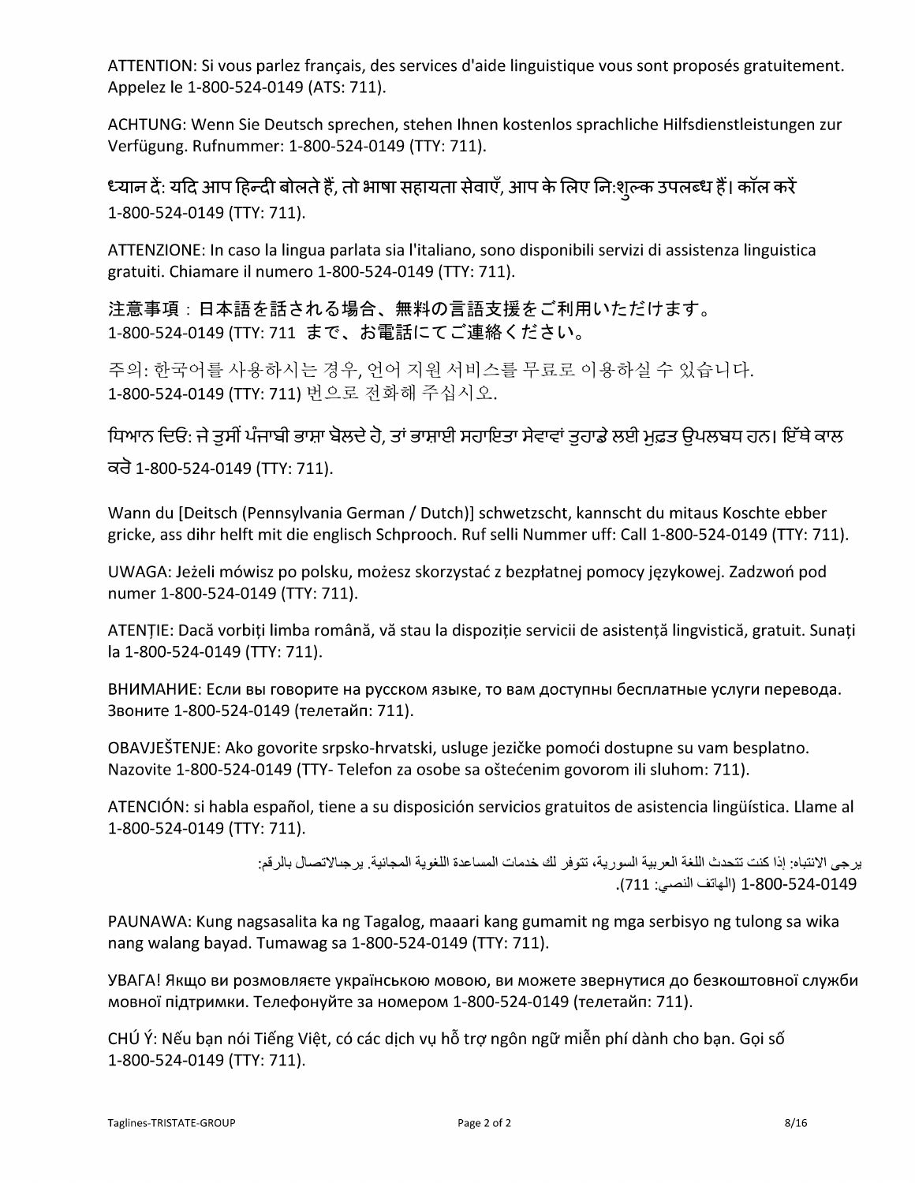ATTENTION: Si vous parlez français, des services d'aide linguistique vous sont proposés gratuitement. Appelez le 1-800-524-0149 (ATS: 711).

ACHTUNG: Wenn Sie Deutsch sprechen, stehen Ihnen kostenlos sprachliche Hilfsdienstleistungen zur Verfügung. Rufnummer: 1-800-524-0149 (TTY: 711).

ध्यान दें: यदि आप हिन्दी बोलते हैं, तो भाषा सहायता सेवाएँ, आप के लिए नि:शुल्क उपलब्ध हैं। कॉल करें 1-800-524-0149 (TTY: 711).

ATTENZIONE: In caso la lingua parlata sia l'italiano, sono disponibili servizi di assistenza linguistica gratuiti. Chiamare il numero 1-800-524-0149 (TTY: 711).

注意事項：日本語を話される場合、無料の言語支援をご利用いただけます。1-800-524-0149 (TTY: 711 まで、お電話にてご連絡ください。

주의: 한국어를 사용하시는 경우, 언어 지원 서비스를 무료로 이용하실 수 있습니다. 1-800-524-0149 (TTY: 711) 번으로 전화해 주십시오.

ਧਿਆਨ ਦਿਓ: ਜੇ ਤੁਸੀਂ ਪੰਜਾਬੀ ਭਾਸ਼ਾ ਬੋਲਦੇ ਹੋ, ਤਾਂ ਭਾਸ਼ਾਈ ਸਹਾਇਤਾ ਸੇਵਾਵਾਂ ਤੁਹਾਡੇ ਲਈ ਮੁਫ਼ਤ ਉਪਲਬਧ ਹਨ। ਇੱਥੇ ਕਾਲ ਕਰੋ 1-800-524-0149 (TTY: 711).

Wann du [Deitsch (Pennsylvania German / Dutch)] schwetzscht, kannscht du mitaus Koschte ebber gricke, ass dihr helft mit die englisch Schprooch. Ruf selli Nummer uff: Call 1-800-524-0149 (TTY: 711).

UWAGA: Jeżeli mówisz po polsku, możesz skorzystać z bezpłatnej pomocy językowej. Zadzwoń pod numer 1-800-524-0149 (TTY: 711).

ATENȚIE: Dacă vorbiți limba română, vă stau la dispoziție servicii de asistență lingvistică, gratuit. Sunați la 1-800-524-0149 (TTY: 711).

ВНИМАНИЕ: Если вы говорите на русском языке, то вам доступны бесплатные услуги перевода. Звоните 1-800-524-0149 (телетайп: 711).

OBAVJEŠTENJE: Ako govorite srpsko-hrvatski, usluge jezičke pomoći dostupne su vam besplatno. Nazovite 1-800-524-0149 (TTY- Telefon za osobe sa oštećenim govorom ili sluhom: 711).

ATENCIÓN: si habla español, tiene a su disposición servicios gratuitos de asistencia lingüística. Llame al 1-800-524-0149 (TTY: 711).

يرجى الانتباه: إذا كنت تتحدث اللغة العربية السورية، تتوفر لك خدمات المساعدة اللغوية المجانية. يرجىالاتصال بالرقم: 1-800-524-0149 (الهاتف النصي: 711).

PAUNAWA: Kung nagsasalita ka ng Tagalog, maaari kang gumamit ng mga serbisyo ng tulong sa wika nang walang bayad. Tumawag sa 1-800-524-0149 (TTY: 711).

УВАГА! Якщо ви розмовляєте українською мовою, ви можете звернутися до безкоштовної служби мовної підтримки. Телефонуйте за номером 1-800-524-0149 (телетайп: 711).

CHÚ Ý: Nếu bạn nói Tiếng Việt, có các dịch vụ hỗ trợ ngôn ngữ miễn phí dành cho bạn. Gọi số 1-800-524-0149 (TTY: 711).

Taglines-TRISTATE-GROUP 8/16